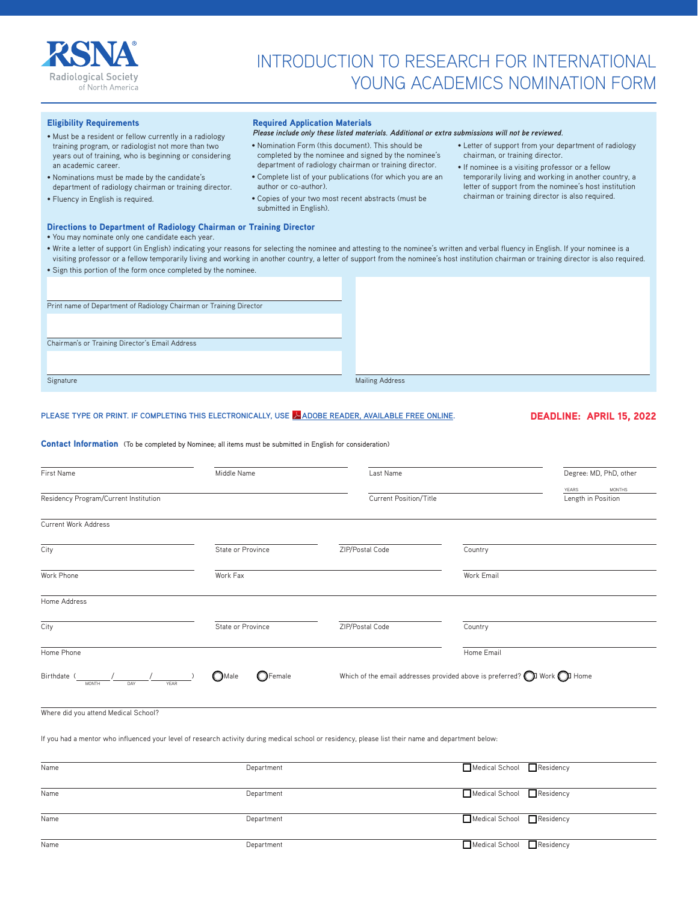RSNA®
Radiological Society of North America

# INTRODUCTION TO RESEARCH FOR INTERNATIONAL YOUNG ACADEMICS NOMINATION FORM

### Eligibility Requirements

- Must be a resident or fellow currently in a radiology training program, or radiologist not more than two years out of training, who is beginning or considering an academic career.
- Nominations must be made by the candidate's department of radiology chairman or training director.
- Fluency in English is required.

### Required Application Materials

*Please include only these listed materials. Additional or extra submissions will not be reviewed.*

- Nomination Form (this document). This should be completed by the nominee and signed by the nominee's department of radiology chairman or training director.
- Complete list of your publications (for which you are an author or co-author).
- Copies of your two most recent abstracts (must be submitted in English).
- Letter of support from your department of radiology chairman, or training director.
- If nominee is a visiting professor or a fellow temporarily living and working in another country, a letter of support from the nominee's host institution chairman or training director is also required.

### Directions to Department of Radiology Chairman or Training Director

- You may nominate only one candidate each year.
- Write a letter of support (in English) indicating your reasons for selecting the nominee and attesting to the nominee's written and verbal fluency in English. If your nominee is a visiting professor or a fellow temporarily living and working in another country, a letter of support from the nominee's host institution chairman or training director is also required.
- Sign this portion of the form once completed by the nominee.

Print name of Department of Radiology Chairman or Training Director: ____________________

Chairman's or Training Director's Email Address: ____________________

Signature: ____________________

Mailing Address: ____________________

PLEASE TYPE OR PRINT. IF COMPLETING THIS ELECTRONICALLY, USE ADOBE READER, AVAILABLE FREE ONLINE.

**DEADLINE: APRIL 15, 2022**

### Contact Information (To be completed by Nominee; all items must be submitted in English for consideration)

First Name: ____________ Middle Name: ____________ Last Name: ____________ Degree: MD, PhD, other: ____________

Residency Program/Current Institution: ____________ Current Position/Title: ____________ Length in Position: ____ YEARS ____ MONTHS

Current Work Address: ____________________

City: ____________ State or Province: ____________ ZIP/Postal Code: ____________ Country: ____________

Work Phone: ____________ Work Fax: ____________ Work Email: ____________

Home Address: ____________________

City: ____________ State or Province: ____________ ZIP/Postal Code: ____________ Country: ____________

Home Phone: ____________ Home Email: ____________

Birthdate ( ____ / ____ / ____ ) (MONTH / DAY / YEAR) ○ Male ○ Female

Which of the email addresses provided above is preferred? ○ Work ○ Home

Where did you attend Medical School? ____________________

If you had a mentor who influenced your level of research activity during medical school or residency, please list their name and department below:

| Name | Department | | |
|---|---|---|---|
| Name | Department | ☐ Medical School | ☐ Residency |
| Name | Department | ☐ Medical School | ☐ Residency |
| Name | Department | ☐ Medical School | ☐ Residency |
| Name | Department | ☐ Medical School | ☐ Residency |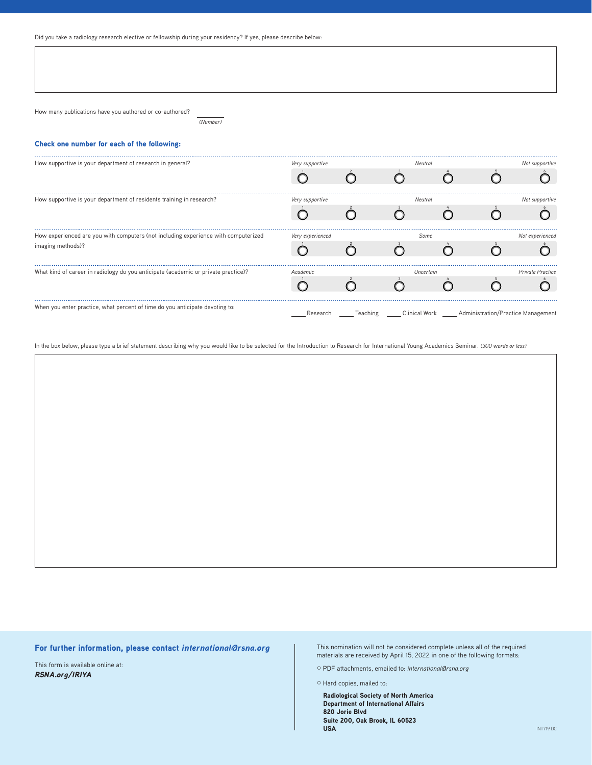Did you take a radiology research elective or fellowship during your residency? If yes, please describe below:

How many publications have you authored or co-authored? ______ *(Number)*

### Check one number for each of the following:

| | | | | | | |
|---|---|---|---|---|---|---|
| How supportive is your department of research in general? | *Very supportive* 1 ◯ | 2 ◯ | *Neutral* 3 ◯ | 4 ◯ | 5 ◯ | *Not supportive* 6 ◯ |
| How supportive is your department of residents training in research? | *Very supportive* 1 ◯ | 2 ◯ | *Neutral* 3 ◯ | 4 ◯ | 5 ◯ | *Not supportive* 6 ◯ |
| How experienced are you with computers (not including experience with computerized imaging methods)? | *Very experienced* 1 ◯ | 2 ◯ | *Some* 3 ◯ | 4 ◯ | 5 ◯ | *Not experienced* 6 ◯ |
| What kind of career in radiology do you anticipate (academic or private practice)? | *Academic* 1 ◯ | 2 ◯ | *Uncertain* 3 ◯ | 4 ◯ | 5 ◯ | *Private Practice* 6 ◯ |

When you enter practice, what percent of time do you anticipate devoting to:

____ Research ____ Teaching ____ Clinical Work ____ Administration/Practice Management

In the box below, please type a brief statement describing why you would like to be selected for the Introduction to Research for International Young Academics Seminar. *(300 words or less)*

**For further information, please contact *international@rsna.org***

This form is available online at:
***RSNA.org/IRIYA***

This nomination will not be considered complete unless all of the required materials are received by April 15, 2022 in one of the following formats:

- PDF attachments, emailed to: *international@rsna.org*
- Hard copies, mailed to:

**Radiological Society of North America**
**Department of International Affairs**
**820 Jorie Blvd**
**Suite 200, Oak Brook, IL 60523**
**USA**

INT719 DC